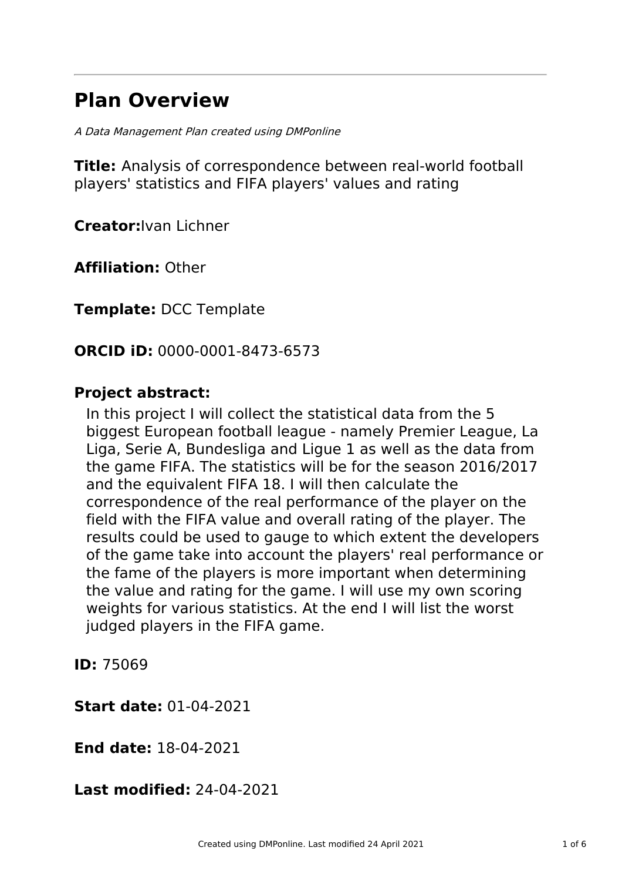# Plan Overview

*A Data Management Plan created using DMPonline*

**Title:** Analysis of correspondence between real-world football players' statistics and FIFA players' values and rating

**Creator:**Ivan Lichner

**Affiliation:** Other

**Template:** DCC Template

**ORCID iD:** 0000-0001-8473-6573

**Project abstract:**

In this project I will collect the statistical data from the 5 biggest European football league - namely Premier League, La Liga, Serie A, Bundesliga and Ligue 1 as well as the data from the game FIFA. The statistics will be for the season 2016/2017 and the equivalent FIFA 18. I will then calculate the correspondence of the real performance of the player on the field with the FIFA value and overall rating of the player. The results could be used to gauge to which extent the developers of the game take into account the players' real performance or the fame of the players is more important when determining the value and rating for the game. I will use my own scoring weights for various statistics. At the end I will list the worst judged players in the FIFA game.

**ID:** 75069

**Start date:** 01-04-2021

**End date:** 18-04-2021

**Last modified:** 24-04-2021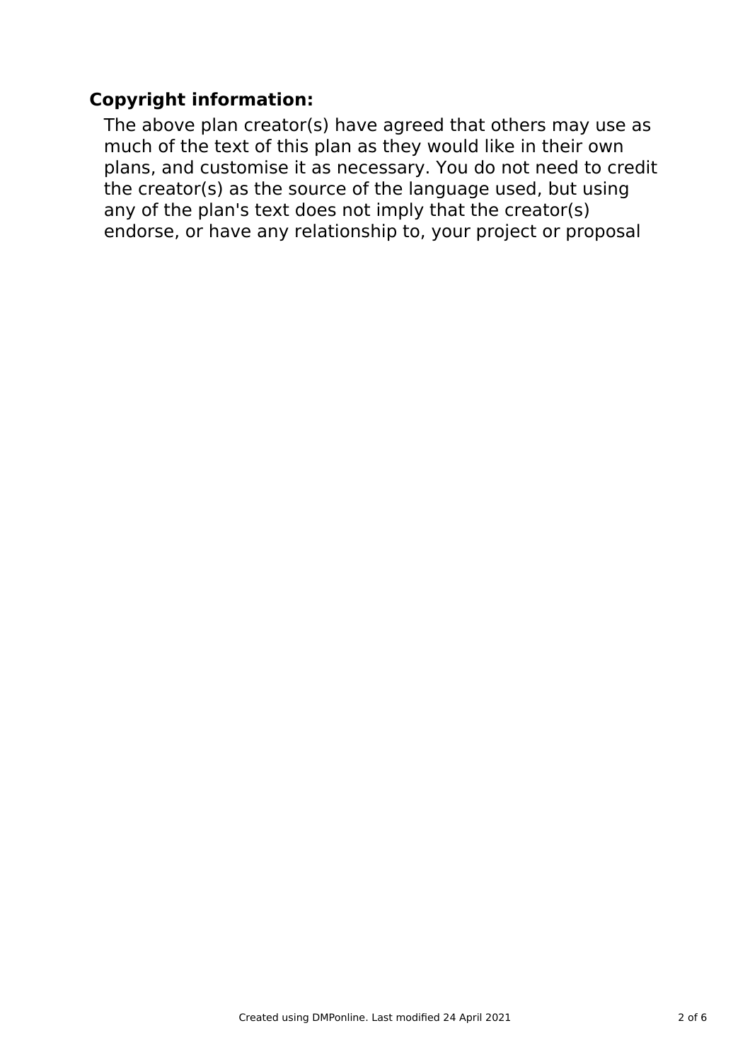### Copyright information:

The above plan creator(s) have agreed that others may use as much of the text of this plan as they would like in their own plans, and customise it as necessary. You do not need to credit the creator(s) as the source of the language used, but using any of the plan's text does not imply that the creator(s) endorse, or have any relationship to, your project or proposal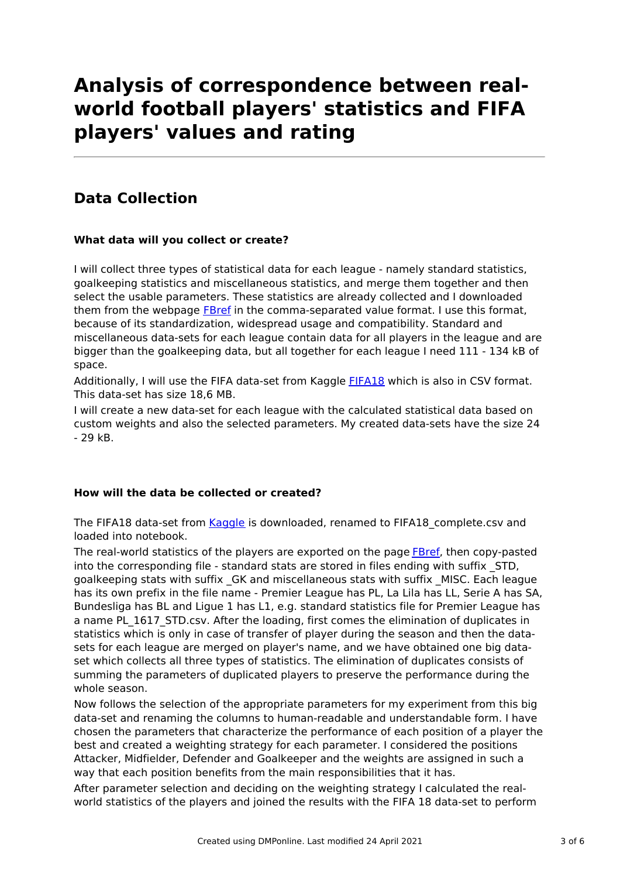# Analysis of correspondence between real-world football players' statistics and FIFA players' values and rating

## Data Collection

### What data will you collect or create?

I will collect three types of statistical data for each league - namely standard statistics, goalkeeping statistics and miscellaneous statistics, and merge them together and then select the usable parameters. These statistics are already collected and I downloaded them from the webpage [FBref](FBref) in the comma-separated value format. I use this format, because of its standardization, widespread usage and compatibility. Standard and miscellaneous data-sets for each league contain data for all players in the league and are bigger than the goalkeeping data, but all together for each league I need 111 - 134 kB of space.

Additionally, I will use the FIFA data-set from Kaggle [FIFA18](FIFA18) which is also in CSV format. This data-set has size 18,6 MB.

I will create a new data-set for each league with the calculated statistical data based on custom weights and also the selected parameters. My created data-sets have the size 24 - 29 kB.

### How will the data be collected or created?

The FIFA18 data-set from [Kaggle](Kaggle) is downloaded, renamed to FIFA18_complete.csv and loaded into notebook.

The real-world statistics of the players are exported on the page [FBref](FBref), then copy-pasted into the corresponding file - standard stats are stored in files ending with suffix _STD, goalkeeping stats with suffix _GK and miscellaneous stats with suffix _MISC. Each league has its own prefix in the file name - Premier League has PL, La Lila has LL, Serie A has SA, Bundesliga has BL and Ligue 1 has L1, e.g. standard statistics file for Premier League has a name PL_1617_STD.csv. After the loading, first comes the elimination of duplicates in statistics which is only in case of transfer of player during the season and then the data-sets for each league are merged on player's name, and we have obtained one big data-set which collects all three types of statistics. The elimination of duplicates consists of summing the parameters of duplicated players to preserve the performance during the whole season.

Now follows the selection of the appropriate parameters for my experiment from this big data-set and renaming the columns to human-readable and understandable form. I have chosen the parameters that characterize the performance of each position of a player the best and created a weighting strategy for each parameter. I considered the positions Attacker, Midfielder, Defender and Goalkeeper and the weights are assigned in such a way that each position benefits from the main responsibilities that it has.

After parameter selection and deciding on the weighting strategy I calculated the real-world statistics of the players and joined the results with the FIFA 18 data-set to perform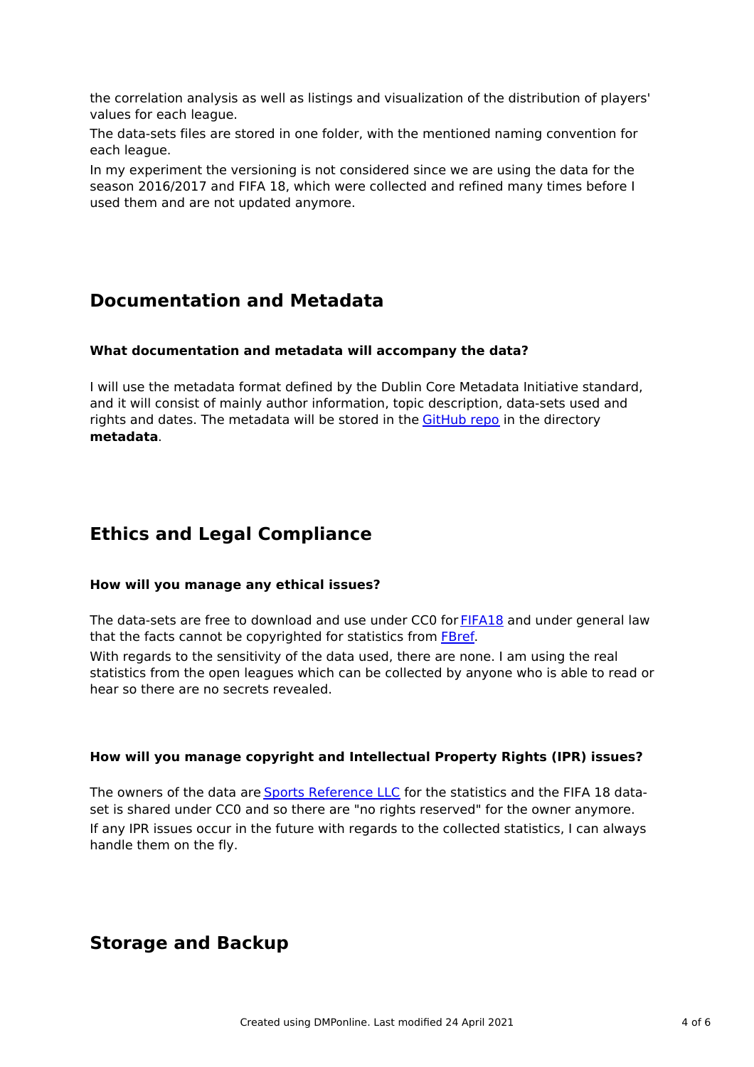the correlation analysis as well as listings and visualization of the distribution of players' values for each league.

The data-sets files are stored in one folder, with the mentioned naming convention for each league.

In my experiment the versioning is not considered since we are using the data for the season 2016/2017 and FIFA 18, which were collected and refined many times before I used them and are not updated anymore.

## Documentation and Metadata

### What documentation and metadata will accompany the data?

I will use the metadata format defined by the Dublin Core Metadata Initiative standard, and it will consist of mainly author information, topic description, data-sets used and rights and dates. The metadata will be stored in the GitHub repo in the directory **metadata**.

## Ethics and Legal Compliance

### How will you manage any ethical issues?

The data-sets are free to download and use under CC0 for FIFA18 and under general law that the facts cannot be copyrighted for statistics from FBref.

With regards to the sensitivity of the data used, there are none. I am using the real statistics from the open leagues which can be collected by anyone who is able to read or hear so there are no secrets revealed.

### How will you manage copyright and Intellectual Property Rights (IPR) issues?

The owners of the data are Sports Reference LLC for the statistics and the FIFA 18 data-set is shared under CC0 and so there are "no rights reserved" for the owner anymore.

If any IPR issues occur in the future with regards to the collected statistics, I can always handle them on the fly.

## Storage and Backup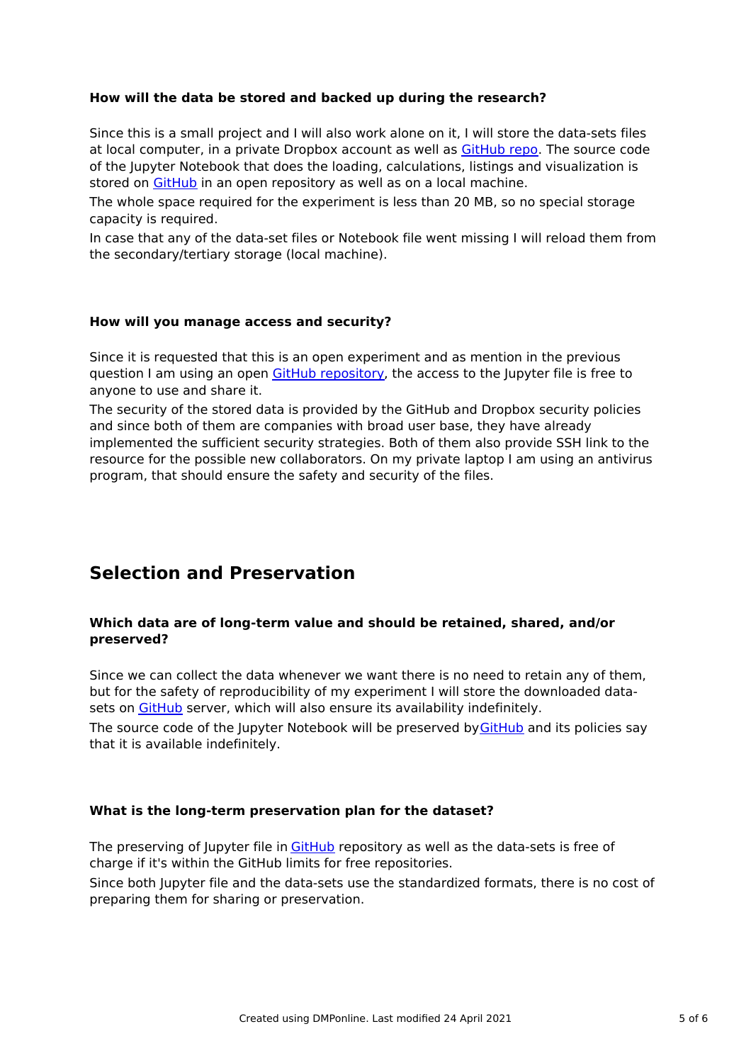### How will the data be stored and backed up during the research?

Since this is a small project and I will also work alone on it, I will store the data-sets files at local computer, in a private Dropbox account as well as GitHub repo. The source code of the Jupyter Notebook that does the loading, calculations, listings and visualization is stored on GitHub in an open repository as well as on a local machine.

The whole space required for the experiment is less than 20 MB, so no special storage capacity is required.

In case that any of the data-set files or Notebook file went missing I will reload them from the secondary/tertiary storage (local machine).

### How will you manage access and security?

Since it is requested that this is an open experiment and as mention in the previous question I am using an open GitHub repository, the access to the Jupyter file is free to anyone to use and share it.

The security of the stored data is provided by the GitHub and Dropbox security policies and since both of them are companies with broad user base, they have already implemented the sufficient security strategies. Both of them also provide SSH link to the resource for the possible new collaborators. On my private laptop I am using an antivirus program, that should ensure the safety and security of the files.

## Selection and Preservation

### Which data are of long-term value and should be retained, shared, and/or preserved?

Since we can collect the data whenever we want there is no need to retain any of them, but for the safety of reproducibility of my experiment I will store the downloaded data-sets on GitHub server, which will also ensure its availability indefinitely.

The source code of the Jupyter Notebook will be preserved byGitHub and its policies say that it is available indefinitely.

### What is the long-term preservation plan for the dataset?

The preserving of Jupyter file in GitHub repository as well as the data-sets is free of charge if it's within the GitHub limits for free repositories.

Since both Jupyter file and the data-sets use the standardized formats, there is no cost of preparing them for sharing or preservation.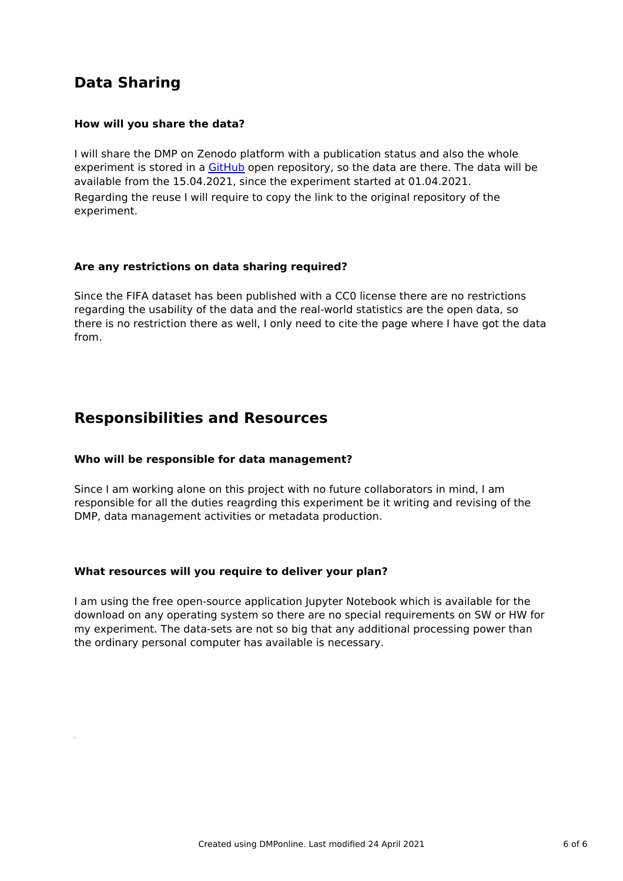## Data Sharing

### How will you share the data?

I will share the DMP on Zenodo platform with a publication status and also the whole experiment is stored in a GitHub open repository, so the data are there. The data will be available from the 15.04.2021, since the experiment started at 01.04.2021.

Regarding the reuse I will require to copy the link to the original repository of the experiment.

### Are any restrictions on data sharing required?

Since the FIFA dataset has been published with a CC0 license there are no restrictions regarding the usability of the data and the real-world statistics are the open data, so there is no restriction there as well, I only need to cite the page where I have got the data from.

## Responsibilities and Resources

### Who will be responsible for data management?

Since I am working alone on this project with no future collaborators in mind, I am responsible for all the duties reagrding this experiment be it writing and revising of the DMP, data management activities or metadata production.

### What resources will you require to deliver your plan?

I am using the free open-source application Jupyter Notebook which is available for the download on any operating system so there are no special requirements on SW or HW for my experiment. The data-sets are not so big that any additional processing power than the ordinary personal computer has available is necessary.